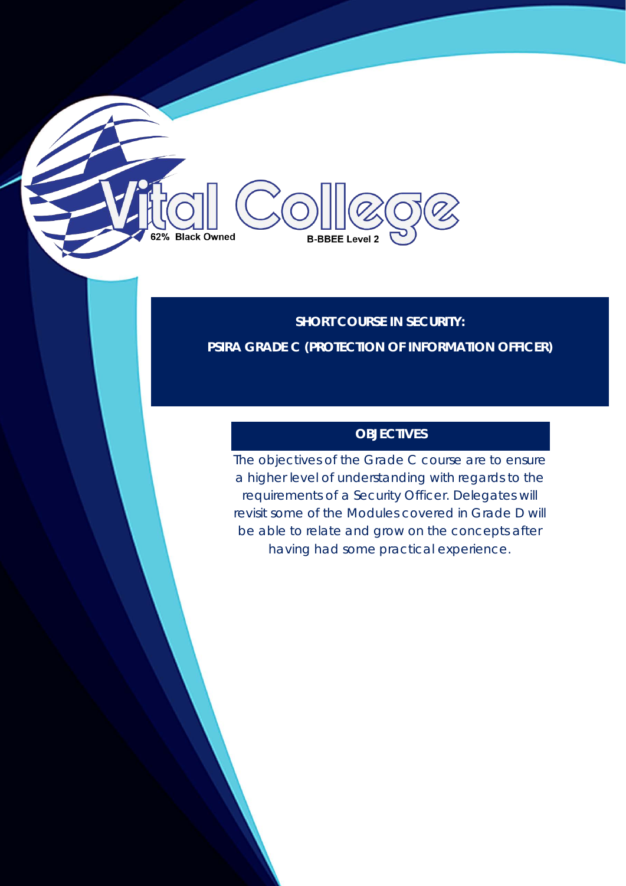Vital College

62% Black Owned

B-BBEE Level 2

# SHORT COURSE IN SECURITY:

# PSIRA GRADE C (PROTECTION OF INFORMATION OFFICER)

## OBJECTIVES

The objectives of the Grade C course are to ensure a higher level of understanding with regards to the requirements of a Security Officer. Delegates will revisit some of the Modules covered in Grade D will be able to relate and grow on the concepts after having had some practical experience.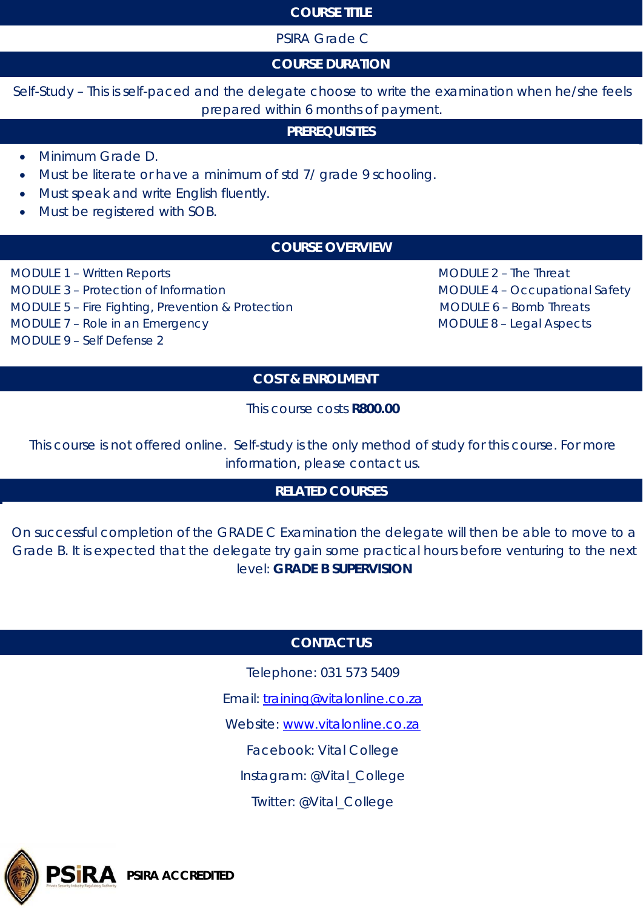## COURSE TITLE

PSIRA Grade C

## COURSE DURATION

Self-Study – This is self-paced and the delegate choose to write the examination when he/she feels prepared within 6 months of payment.

## PREREQUISITES

- Minimum Grade D.
- Must be literate or have a minimum of std 7/ grade 9 schooling.
- Must speak and write English fluently.
- Must be registered with SOB.

## COURSE OVERVIEW

MODULE 1 – Written Reports
MODULE 2 – The Threat
MODULE 3 – Protection of Information
MODULE 4 – Occupational Safety
MODULE 5 – Fire Fighting, Prevention & Protection
MODULE 6 – Bomb Threats
MODULE 7 – Role in an Emergency
MODULE 8 – Legal Aspects
MODULE 9 – Self Defense 2

## COST & ENROLMENT

This course costs **R800.00**

This course is not offered online. Self-study is the only method of study for this course. For more information, please contact us.

## RELATED COURSES

On successful completion of the GRADE C Examination the delegate will then be able to move to a Grade B. It is expected that the delegate try gain some practical hours before venturing to the next level: **GRADE B SUPERVISION**

## CONTACT US

Telephone: 031 573 5409

Email: training@vitalonline.co.za

Website: www.vitalonline.co.za

Facebook: Vital College

Instagram: @Vital_College

Twitter: @Vital_College

**PSIRA ACCREDITED**